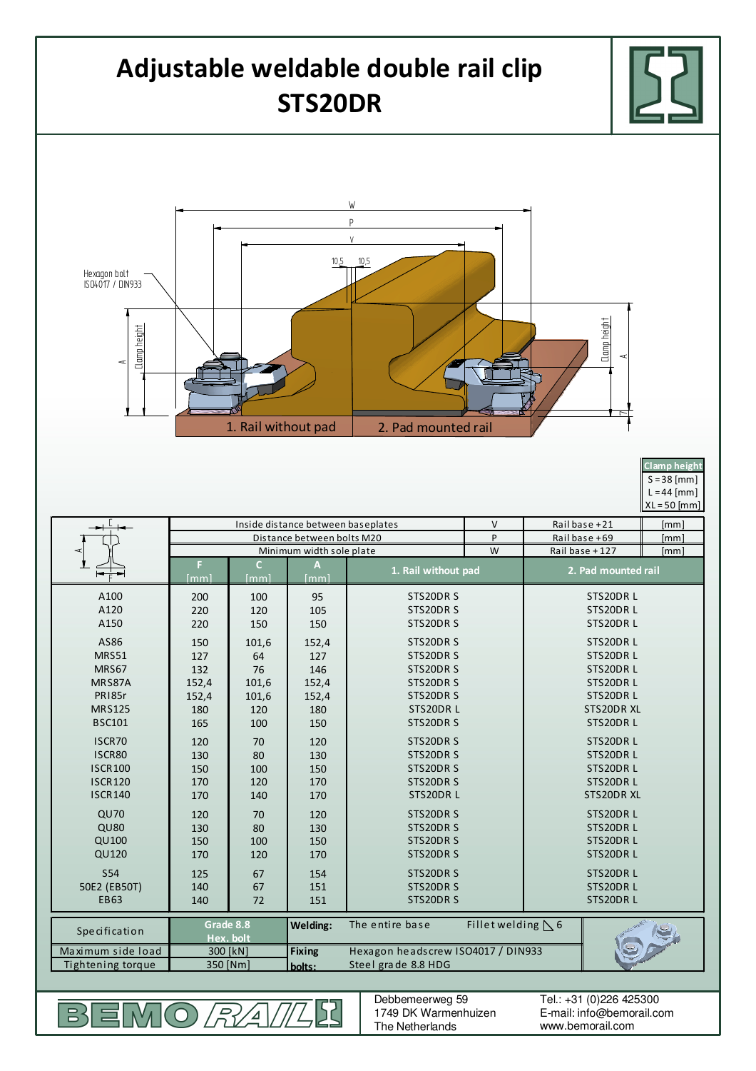# Adjustable weldable double rail clip STS20DR

Hexagon bolt ISO4017 / DIN933

1. Rail without pad

2. Pad mounted rail

| Clamp height |
|---|
| S = 38 [mm] |
| L = 44 [mm] |
| XL = 50 [mm] |

| | Inside distance between baseplates | | | V | Rail base +21 | [mm] |
|---|---|---|---|---|---|---|
| | Distance between bolts M20 | | | P | Rail base +69 | [mm] |
| | Minimum width sole plate | | | W | Rail base +127 | [mm] |
| | **F [mm]** | **C [mm]** | **A [mm]** | **1. Rail without pad** | **2. Pad mounted rail** | |
| A100 | 200 | 100 | 95 | STS20DR S | STS20DR L | |
| A120 | 220 | 120 | 105 | STS20DR S | STS20DR L | |
| A150 | 220 | 150 | 150 | STS20DR S | STS20DR L | |
| AS86 | 150 | 101,6 | 152,4 | STS20DR S | STS20DR L | |
| MRS51 | 127 | 64 | 127 | STS20DR S | STS20DR L | |
| MRS67 | 132 | 76 | 146 | STS20DR S | STS20DR L | |
| MRS87A | 152,4 | 101,6 | 152,4 | STS20DR S | STS20DR L | |
| PRI85r | 152,4 | 101,6 | 152,4 | STS20DR S | STS20DR L | |
| MRS125 | 180 | 120 | 180 | STS20DR L | STS20DR XL | |
| BSC101 | 165 | 100 | 150 | STS20DR S | STS20DR L | |
| ISCR70 | 120 | 70 | 120 | STS20DR S | STS20DR L | |
| ISCR80 | 130 | 80 | 130 | STS20DR S | STS20DR L | |
| ISCR100 | 150 | 100 | 150 | STS20DR S | STS20DR L | |
| ISCR120 | 170 | 120 | 170 | STS20DR S | STS20DR L | |
| ISCR140 | 170 | 140 | 170 | STS20DR L | STS20DR XL | |
| QU70 | 120 | 70 | 120 | STS20DR S | STS20DR L | |
| QU80 | 130 | 80 | 130 | STS20DR S | STS20DR L | |
| QU100 | 150 | 100 | 150 | STS20DR S | STS20DR L | |
| QU120 | 170 | 120 | 170 | STS20DR S | STS20DR L | |
| S54 | 125 | 67 | 154 | STS20DR S | STS20DR L | |
| 50E2 (EB50T) | 140 | 67 | 151 | STS20DR S | STS20DR L | |
| EB63 | 140 | 72 | 151 | STS20DR S | STS20DR L | |

| Specification | Grade 8.8 Hex. bolt | **Welding:** | The entire base | Fillet welding ◺ 6 |
|---|---|---|---|---|
| Maximum side load | 300 [kN] | **Fixing bolts:** | Hexagon headscrew ISO4017 / DIN933 | |
| Tightening torque | 350 [Nm] | | Steel grade 8.8 HDG | |

BEMO RAIL

Debbemeerweg 59
1749 DK Warmenhuizen
The Netherlands

Tel.: +31 (0)226 425300
E-mail: info@bemorail.com
www.bemorail.com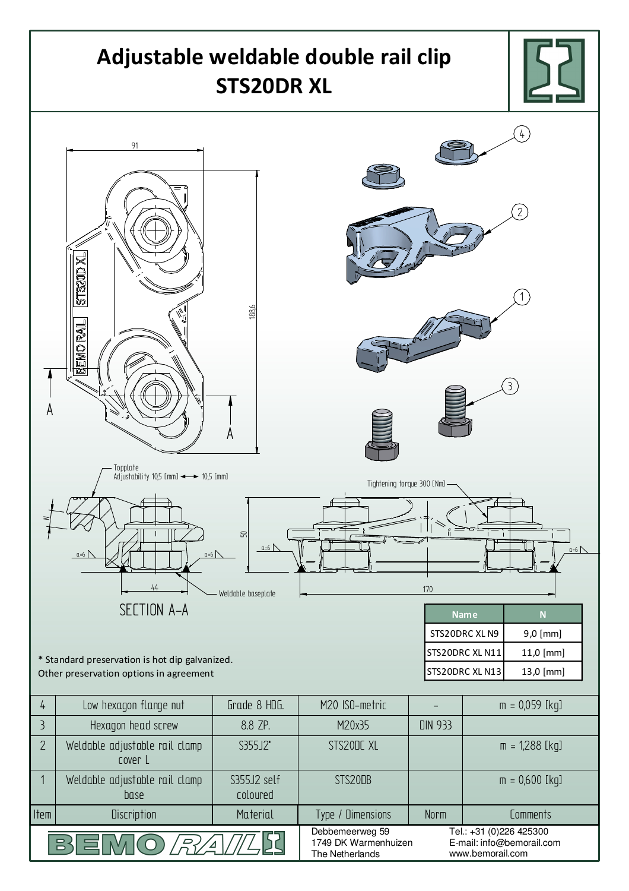# Adjustable weldable double rail clip STS20DR XL

Topplate
Adjustability 10,5 [mm] ←→ 10,5 [mm]

Tightening torque 300 [Nm]

Weldable baseplate

SECTION A-A

| Name | N |
|---|---|
| STS20DRC XL N9 | 9,0 [mm] |
| STS20DRC XL N11 | 11,0 [mm] |
| STS20DRC XL N13 | 13,0 [mm] |

\* Standard preservation is hot dip galvanized.
Other preservation options in agreement

| Item | Discription | Material | Type / Dimensions | Norm | Comments |
|---|---|---|---|---|---|
| 4 | Low hexagon flange nut | Grade 8 HDG. | M20 ISO-metric | - | m = 0,059 [kg] |
| 3 | Hexagon head screw | 8.8 ZP. | M20x35 | DIN 933 | |
| 2 | Weldable adjustable rail clamp cover L | S355J2* | STS20DC XL | | m = 1,288 [kg] |
| 1 | Weldable adjustable rail clamp base | S355J2 self coloured | STS20DB | | m = 0,600 [kg] |

BEMO RAIL

Debbemeerweg 59
1749 DK Warmenhuizen
The Netherlands

Tel.: +31 (0)226 425300
E-mail: info@bemorail.com
www.bemorail.com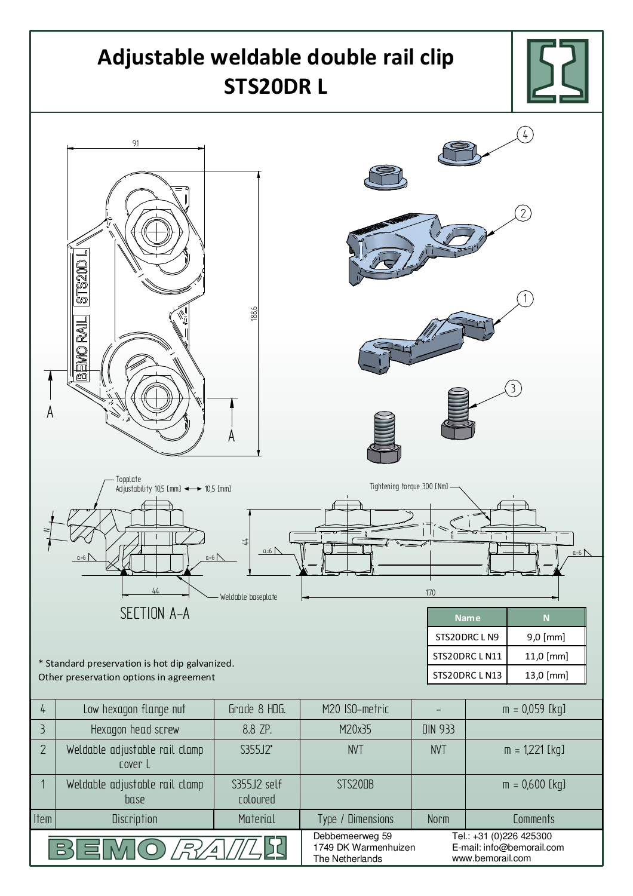# Adjustable weldable double rail clip STS20DR L

Topplate
Adjustability 10,5 [mm] ◄► 10,5 [mm]

Tightening torque 300 [Nm]

Weldable baseplate

SECTION A-A

| Name | N |
|---|---|
| STS20DRC L N9 | 9,0 [mm] |
| STS20DRC L N11 | 11,0 [mm] |
| STS20DRC L N13 | 13,0 [mm] |

\* Standard preservation is hot dip galvanized.
Other preservation options in agreement

| Item | Discription | Material | Type / Dimensions | Norm | Comments |
|---|---|---|---|---|---|
| 4 | Low hexagon flange nut | Grade 8 HDG. | M20 ISO-metric | - | m = 0,059 [kg] |
| 3 | Hexagon head screw | 8.8 ZP. | M20x35 | DIN 933 | |
| 2 | Weldable adjustable rail clamp cover L | S355J2* | NVT | NVT | m = 1,221 [kg] |
| 1 | Weldable adjustable rail clamp base | S355J2 self coloured | STS20DB | | m = 0,600 [kg] |

BEMO RAIL

Debbemeerweg 59
1749 DK Warmenhuizen
The Netherlands

Tel.: +31 (0)226 425300
E-mail: info@bemorail.com
www.bemorail.com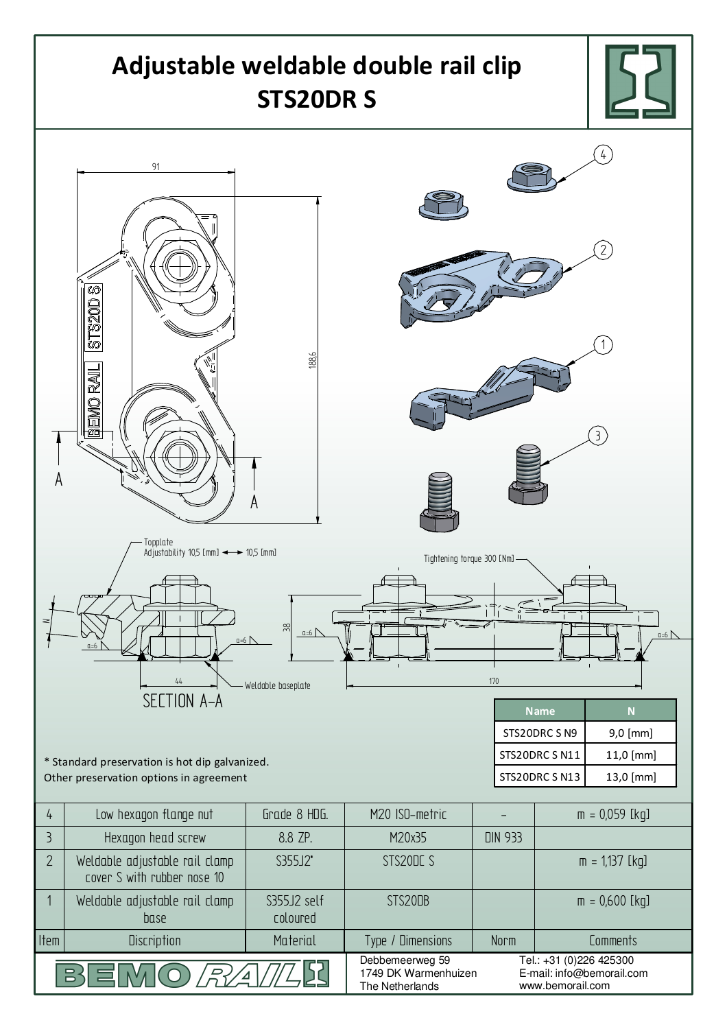# Adjustable weldable double rail clip STS20DR S

91

188,6

BEMO RAIL STS20D S

A

A

Topplate
Adjustability 10,5 [mm] ◄—► 10,5 [mm]

Tightening torque 300 [Nm]

N

a=6

a=6

38

a=6

a=6

44

Weldable baseplate

170

SECTION A-A

| Name | N |
|---|---|
| STS20DRC S N9 | 9,0 [mm] |
| STS20DRC S N11 | 11,0 [mm] |
| STS20DRC S N13 | 13,0 [mm] |

* Standard preservation is hot dip galvanized.
Other preservation options in agreement

| Item | Discription | Material | Type / Dimensions | Norm | Comments |
|---|---|---|---|---|---|
| 4 | Low hexagon flange nut | Grade 8 HDG. | M20 ISO-metric | - | m = 0,059 [kg] |
| 3 | Hexagon head screw | 8.8 ZP. | M20x35 | DIN 933 | |
| 2 | Weldable adjustable rail clamp cover S with rubber nose 10 | S355J2* | STS20DC S | | m = 1,137 [kg] |
| 1 | Weldable adjustable rail clamp base | S355J2 self coloured | STS20DB | | m = 0,600 [kg] |

BEMO RAIL

Debbemeerweg 59
1749 DK Warmenhuizen
The Netherlands

Tel.: +31 (0)226 425300
E-mail: info@bemorail.com
www.bemorail.com